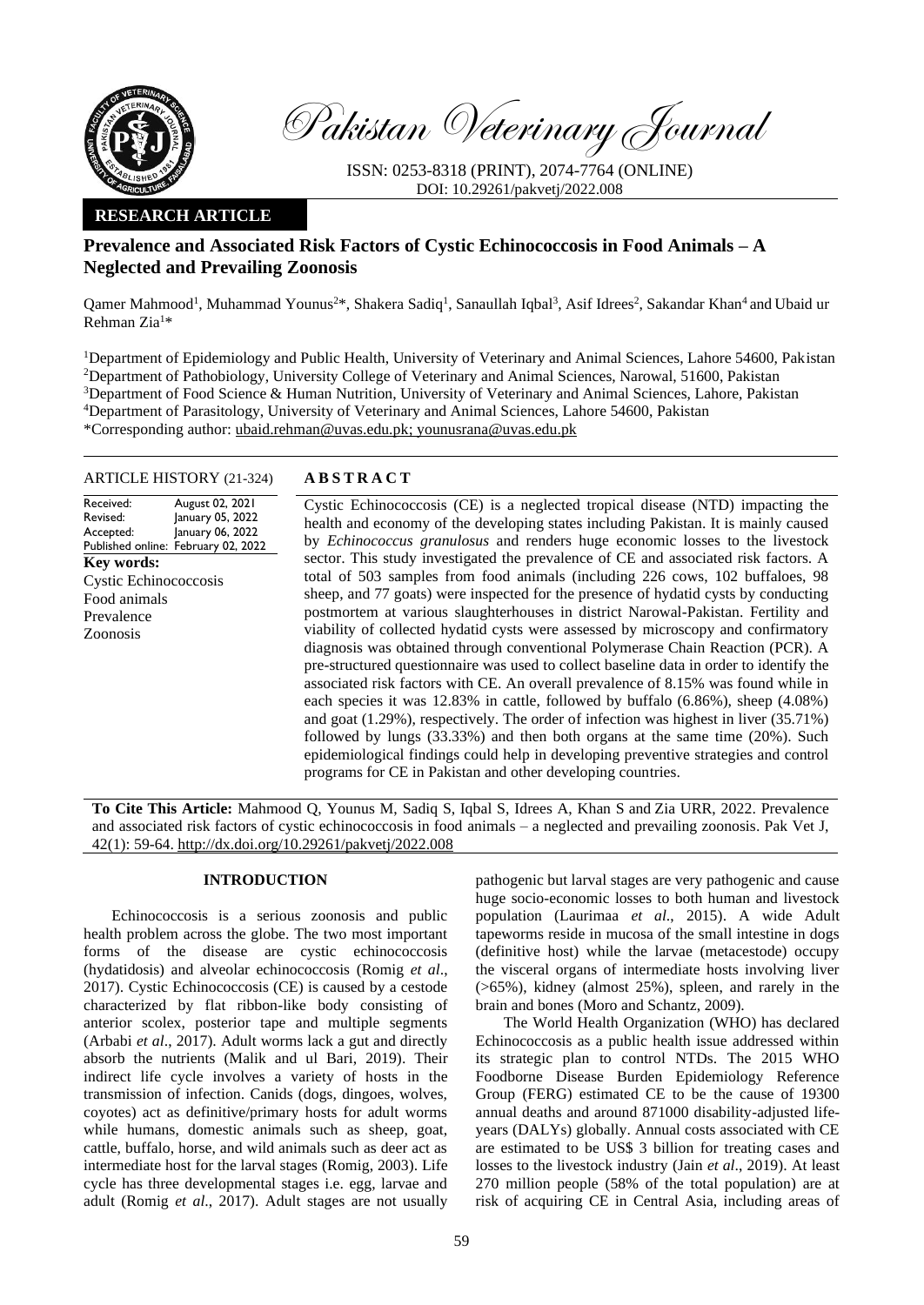Pakistan Veterinary Journal

ISSN: 0253-8318 (PRINT), 2074-7764 (ONLINE)
DOI: 10.29261/pakvetj/2022.008

**RESEARCH ARTICLE**

# Prevalence and Associated Risk Factors of Cystic Echinococcosis in Food Animals – A Neglected and Prevailing Zoonosis

Qamer Mahmood[1], Muhammad Younus[2]*, Shakera Sadiq[1], Sanaullah Iqbal[3], Asif Idrees[2], Sakandar Khan[4] and Ubaid ur Rehman Zia[1]*

[1]Department of Epidemiology and Public Health, University of Veterinary and Animal Sciences, Lahore 54600, Pakistan
[2]Department of Pathobiology, University College of Veterinary and Animal Sciences, Narowal, 51600, Pakistan
[3]Department of Food Science & Human Nutrition, University of Veterinary and Animal Sciences, Lahore, Pakistan
[4]Department of Parasitology, University of Veterinary and Animal Sciences, Lahore 54600, Pakistan
*Corresponding author: ubaid.rehman@uvas.edu.pk; younusrana@uvas.edu.pk

ARTICLE HISTORY (21-324)

Received: August 02, 2021
Revised: January 05, 2022
Accepted: January 06, 2022
Published online: February 02, 2022

**Key words:**
Cystic Echinococcosis
Food animals
Prevalence
Zoonosis

## ABSTRACT

Cystic Echinococcosis (CE) is a neglected tropical disease (NTD) impacting the health and economy of the developing states including Pakistan. It is mainly caused by *Echinococcus granulosus* and renders huge economic losses to the livestock sector. This study investigated the prevalence of CE and associated risk factors. A total of 503 samples from food animals (including 226 cows, 102 buffaloes, 98 sheep, and 77 goats) were inspected for the presence of hydatid cysts by conducting postmortem at various slaughterhouses in district Narowal-Pakistan. Fertility and viability of collected hydatid cysts were assessed by microscopy and confirmatory diagnosis was obtained through conventional Polymerase Chain Reaction (PCR). A pre-structured questionnaire was used to collect baseline data in order to identify the associated risk factors with CE. An overall prevalence of 8.15% was found while in each species it was 12.83% in cattle, followed by buffalo (6.86%), sheep (4.08%) and goat (1.29%), respectively. The order of infection was highest in liver (35.71%) followed by lungs (33.33%) and then both organs at the same time (20%). Such epidemiological findings could help in developing preventive strategies and control programs for CE in Pakistan and other developing countries.

**To Cite This Article:** Mahmood Q, Younus M, Sadiq S, Iqbal S, Idrees A, Khan S and Zia URR, 2022. Prevalence and associated risk factors of cystic echinococcosis in food animals – a neglected and prevailing zoonosis. Pak Vet J, 42(1): 59-64. http://dx.doi.org/10.29261/pakvetj/2022.008

## INTRODUCTION

Echinococcosis is a serious zoonosis and public health problem across the globe. The two most important forms of the disease are cystic echinococcosis (hydatidosis) and alveolar echinococcosis (Romig *et al*., 2017). Cystic Echinococcosis (CE) is caused by a cestode characterized by flat ribbon-like body consisting of anterior scolex, posterior tape and multiple segments (Arbabi *et al*., 2017). Adult worms lack a gut and directly absorb the nutrients (Malik and ul Bari, 2019). Their indirect life cycle involves a variety of hosts in the transmission of infection. Canids (dogs, dingoes, wolves, coyotes) act as definitive/primary hosts for adult worms while humans, domestic animals such as sheep, goat, cattle, buffalo, horse, and wild animals such as deer act as intermediate host for the larval stages (Romig, 2003). Life cycle has three developmental stages i.e. egg, larvae and adult (Romig *et al*., 2017). Adult stages are not usually pathogenic but larval stages are very pathogenic and cause huge socio-economic losses to both human and livestock population (Laurimaa *et al*., 2015). A wide Adult tapeworms reside in mucosa of the small intestine in dogs (definitive host) while the larvae (metacestode) occupy the visceral organs of intermediate hosts involving liver (>65%), kidney (almost 25%), spleen, and rarely in the brain and bones (Moro and Schantz, 2009).

The World Health Organization (WHO) has declared Echinococcosis as a public health issue addressed within its strategic plan to control NTDs. The 2015 WHO Foodborne Disease Burden Epidemiology Reference Group (FERG) estimated CE to be the cause of 19300 annual deaths and around 871000 disability-adjusted life-years (DALYs) globally. Annual costs associated with CE are estimated to be US$ 3 billion for treating cases and losses to the livestock industry (Jain *et al*., 2019). At least 270 million people (58% of the total population) are at risk of acquiring CE in Central Asia, including areas of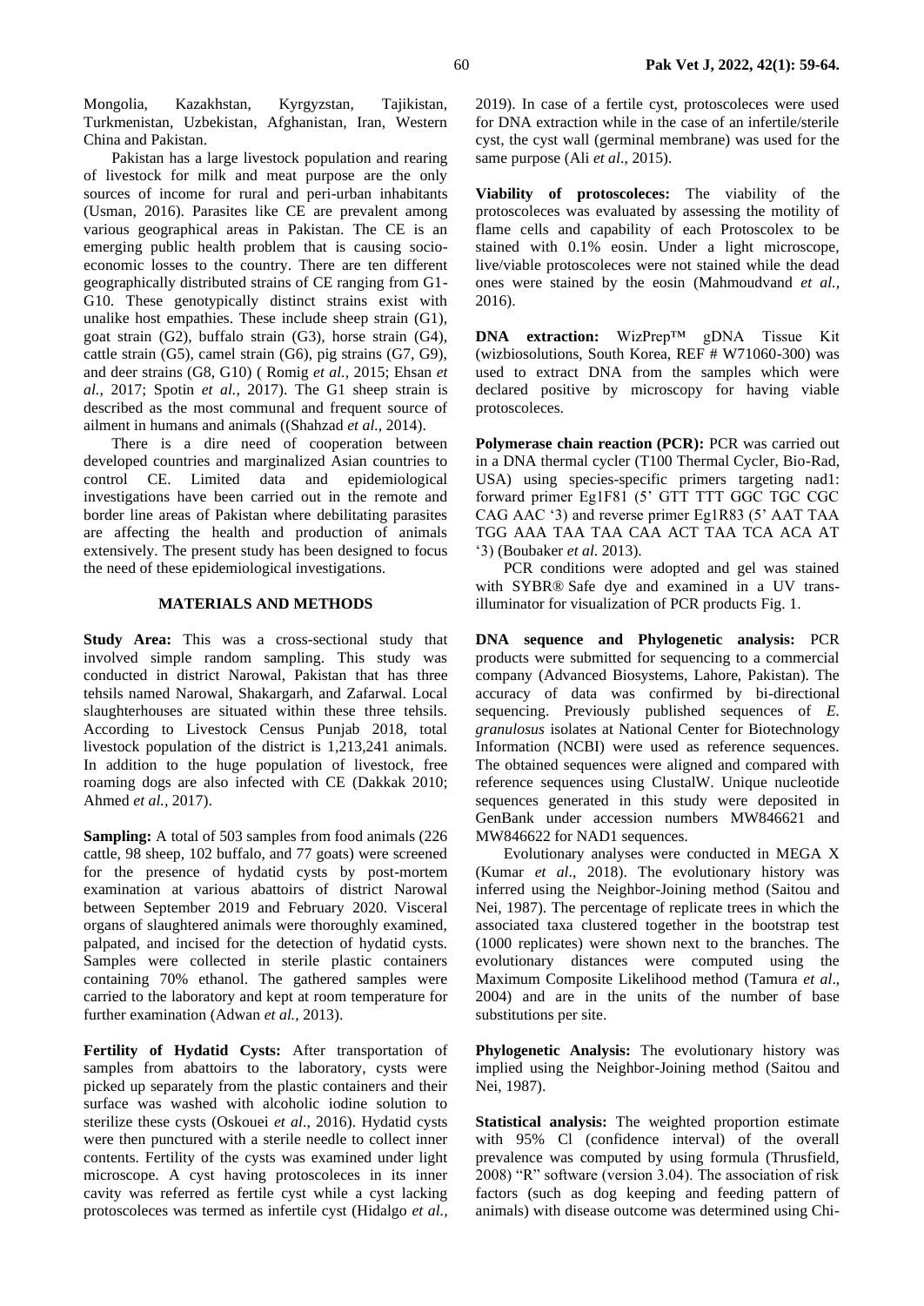Mongolia, Kazakhstan, Kyrgyzstan, Tajikistan, Turkmenistan, Uzbekistan, Afghanistan, Iran, Western China and Pakistan.

Pakistan has a large livestock population and rearing of livestock for milk and meat purpose are the only sources of income for rural and peri-urban inhabitants (Usman, 2016). Parasites like CE are prevalent among various geographical areas in Pakistan. The CE is an emerging public health problem that is causing socio-economic losses to the country. There are ten different geographically distributed strains of CE ranging from G1-G10. These genotypically distinct strains exist with unalike host empathies. These include sheep strain (G1), goat strain (G2), buffalo strain (G3), horse strain (G4), cattle strain (G5), camel strain (G6), pig strains (G7, G9), and deer strains (G8, G10) ( Romig *et al.,* 2015; Ehsan *et al.,* 2017; Spotin *et al.,* 2017). The G1 sheep strain is described as the most communal and frequent source of ailment in humans and animals ((Shahzad *et al.,* 2014).

There is a dire need of cooperation between developed countries and marginalized Asian countries to control CE. Limited data and epidemiological investigations have been carried out in the remote and border line areas of Pakistan where debilitating parasites are affecting the health and production of animals extensively. The present study has been designed to focus the need of these epidemiological investigations.

## MATERIALS AND METHODS

**Study Area:** This was a cross-sectional study that involved simple random sampling. This study was conducted in district Narowal, Pakistan that has three tehsils named Narowal, Shakargarh, and Zafarwal. Local slaughterhouses are situated within these three tehsils. According to Livestock Census Punjab 2018, total livestock population of the district is 1,213,241 animals. In addition to the huge population of livestock, free roaming dogs are also infected with CE (Dakkak 2010; Ahmed *et al.,* 2017).

**Sampling:** A total of 503 samples from food animals (226 cattle, 98 sheep, 102 buffalo, and 77 goats) were screened for the presence of hydatid cysts by post-mortem examination at various abattoirs of district Narowal between September 2019 and February 2020. Visceral organs of slaughtered animals were thoroughly examined, palpated, and incised for the detection of hydatid cysts. Samples were collected in sterile plastic containers containing 70% ethanol. The gathered samples were carried to the laboratory and kept at room temperature for further examination (Adwan *et al.,* 2013).

**Fertility of Hydatid Cysts:** After transportation of samples from abattoirs to the laboratory, cysts were picked up separately from the plastic containers and their surface was washed with alcoholic iodine solution to sterilize these cysts (Oskouei *et al*., 2016). Hydatid cysts were then punctured with a sterile needle to collect inner contents. Fertility of the cysts was examined under light microscope. A cyst having protoscoleces in its inner cavity was referred as fertile cyst while a cyst lacking protoscoleces was termed as infertile cyst (Hidalgo *et al.,* 2019). In case of a fertile cyst, protoscoleces were used for DNA extraction while in the case of an infertile/sterile cyst, the cyst wall (germinal membrane) was used for the same purpose (Ali *et al*., 2015).

**Viability of protoscoleces:** The viability of the protoscoleces was evaluated by assessing the motility of flame cells and capability of each Protoscolex to be stained with 0.1% eosin. Under a light microscope, live/viable protoscoleces were not stained while the dead ones were stained by the eosin (Mahmoudvand *et al.,* 2016).

**DNA extraction:** WizPrep™ gDNA Tissue Kit (wizbiosolutions, South Korea, REF # W71060-300) was used to extract DNA from the samples which were declared positive by microscopy for having viable protoscoleces.

**Polymerase chain reaction (PCR):** PCR was carried out in a DNA thermal cycler (T100 Thermal Cycler, Bio-Rad, USA) using species-specific primers targeting nad1: forward primer Eg1F81 (5' GTT TTT GGC TGC CGC CAG AAC '3) and reverse primer Eg1R83 (5' AAT TAA TGG AAA TAA TAA CAA ACT TAA TCA ACA AT '3) (Boubaker *et al*. 2013).

PCR conditions were adopted and gel was stained with SYBR® Safe dye and examined in a UV trans-illuminator for visualization of PCR products Fig. 1.

**DNA sequence and Phylogenetic analysis:** PCR products were submitted for sequencing to a commercial company (Advanced Biosystems, Lahore, Pakistan). The accuracy of data was confirmed by bi-directional sequencing. Previously published sequences of *E. granulosus* isolates at National Center for Biotechnology Information (NCBI) were used as reference sequences. The obtained sequences were aligned and compared with reference sequences using ClustalW. Unique nucleotide sequences generated in this study were deposited in GenBank under accession numbers MW846621 and MW846622 for NAD1 sequences.

Evolutionary analyses were conducted in MEGA X (Kumar *et al*., 2018). The evolutionary history was inferred using the Neighbor-Joining method (Saitou and Nei, 1987). The percentage of replicate trees in which the associated taxa clustered together in the bootstrap test (1000 replicates) were shown next to the branches. The evolutionary distances were computed using the Maximum Composite Likelihood method (Tamura *et al*., 2004) and are in the units of the number of base substitutions per site.

**Phylogenetic Analysis:** The evolutionary history was implied using the Neighbor-Joining method (Saitou and Nei, 1987).

**Statistical analysis:** The weighted proportion estimate with 95% Cl (confidence interval) of the overall prevalence was computed by using formula (Thrusfield, 2008) "R" software (version 3.04). The association of risk factors (such as dog keeping and feeding pattern of animals) with disease outcome was determined using Chi-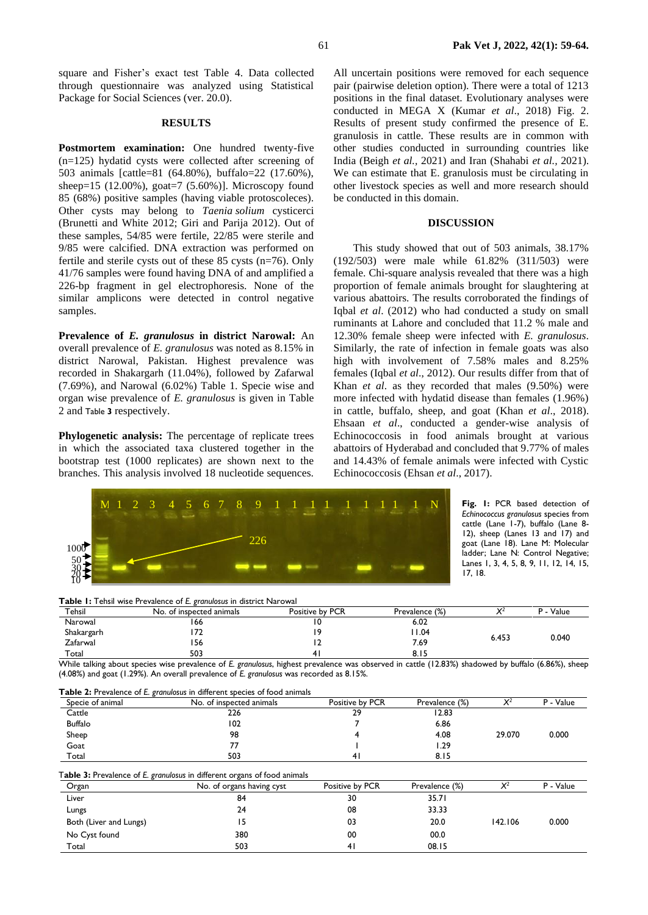square and Fisher's exact test Table 4. Data collected through questionnaire was analyzed using Statistical Package for Social Sciences (ver. 20.0).

## RESULTS

**Postmortem examination:** One hundred twenty-five (n=125) hydatid cysts were collected after screening of 503 animals [cattle=81 (64.80%), buffalo=22 (17.60%), sheep=15 (12.00%), goat=7 (5.60%)]. Microscopy found 85 (68%) positive samples (having viable protoscoleces). Other cysts may belong to *Taenia solium* cysticerci (Brunetti and White 2012; Giri and Parija 2012). Out of these samples, 54/85 were fertile, 22/85 were sterile and 9/85 were calcified. DNA extraction was performed on fertile and sterile cysts out of these 85 cysts (n=76). Only 41/76 samples were found having DNA of and amplified a 226-bp fragment in gel electrophoresis. None of the similar amplicons were detected in control negative samples.

**Prevalence of *E. granulosus* in district Narowal:** An overall prevalence of *E. granulosus* was noted as 8.15% in district Narowal, Pakistan. Highest prevalence was recorded in Shakargarh (11.04%), followed by Zafarwal (7.69%), and Narowal (6.02%) Table 1. Specie wise and organ wise prevalence of *E. granulosus* is given in Table 2 and Table 3 respectively.

**Phylogenetic analysis:** The percentage of replicate trees in which the associated taxa clustered together in the bootstrap test (1000 replicates) are shown next to the branches. This analysis involved 18 nucleotide sequences. All uncertain positions were removed for each sequence pair (pairwise deletion option). There were a total of 1213 positions in the final dataset. Evolutionary analyses were conducted in MEGA X (Kumar *et al*., 2018) Fig. 2. Results of present study confirmed the presence of E. granulosis in cattle. These results are in common with other studies conducted in surrounding countries like India (Beigh *et al.*, 2021) and Iran (Shahabi *et al.,* 2021). We can estimate that E. granulosis must be circulating in other livestock species as well and more research should be conducted in this domain.

## DISCUSSION

This study showed that out of 503 animals, 38.17% (192/503) were male while 61.82% (311/503) were female. Chi-square analysis revealed that there was a high proportion of female animals brought for slaughtering at various abattoirs. The results corroborated the findings of Iqbal *et al*. (2012) who had conducted a study on small ruminants at Lahore and concluded that 11.2 % male and 12.30% female sheep were infected with *E. granulosus*. Similarly, the rate of infection in female goats was also high with involvement of 7.58% males and 8.25% females (Iqbal *et al*., 2012). Our results differ from that of Khan *et al*. as they recorded that males (9.50%) were more infected with hydatid disease than females (1.96%) in cattle, buffalo, sheep, and goat (Khan *et al*., 2018). Ehsaan *et al*., conducted a gender-wise analysis of Echinococcosis in food animals brought at various abattoirs of Hyderabad and concluded that 9.77% of males and 14.43% of female animals were infected with Cystic Echinococcosis (Ehsan *et al*., 2017).

**Fig. 1:** PCR based detection of *Echinococcus granulosus* species from cattle (Lane 1-7), buffalo (Lane 8-12), sheep (Lanes 13 and 17) and goat (Lane 18). Lane M: Molecular ladder; Lane N: Control Negative; Lanes 1, 3, 4, 5, 8, 9, 11, 12, 14, 15, 17, 18.

**Table 1:** Tehsil wise Prevalence of *E. granulosus* in district Narowal

| Tehsil | No. of inspected animals | Positive by PCR | Prevalence (%) | $X^2$ | P - Value |
|---|---|---|---|---|---|
| Narowal | 166 | 10 | 6.02 | | |
| Shakargarh | 172 | 19 | 11.04 | 6.453 | 0.040 |
| Zafarwal | 156 | 12 | 7.69 | | |
| Total | 503 | 41 | 8.15 | | |

While talking about species wise prevalence of *E. granulosus*, highest prevalence was observed in cattle (12.83%) shadowed by buffalo (6.86%), sheep (4.08%) and goat (1.29%). An overall prevalence of *E. granulosus* was recorded as 8.15%.

**Table 2:** Prevalence of *E. granulosus* in different species of food animals

| Specie of animal | No. of inspected animals | Positive by PCR | Prevalence (%) | $X^2$ | P - Value |
|---|---|---|---|---|---|
| Cattle | 226 | 29 | 12.83 | | |
| Buffalo | 102 | 7 | 6.86 | | |
| Sheep | 98 | 4 | 4.08 | 29.070 | 0.000 |
| Goat | 77 | 1 | 1.29 | | |
| Total | 503 | 41 | 8.15 | | |

**Table 3:** Prevalence of *E. granulosus* in different organs of food animals

| Organ | No. of organs having cyst | Positive by PCR | Prevalence (%) | $X^2$ | P - Value |
|---|---|---|---|---|---|
| Liver | 84 | 30 | 35.71 | | |
| Lungs | 24 | 08 | 33.33 | | |
| Both (Liver and Lungs) | 15 | 03 | 20.0 | 142.106 | 0.000 |
| No Cyst found | 380 | 00 | 00.0 | | |
| Total | 503 | 41 | 08.15 | | |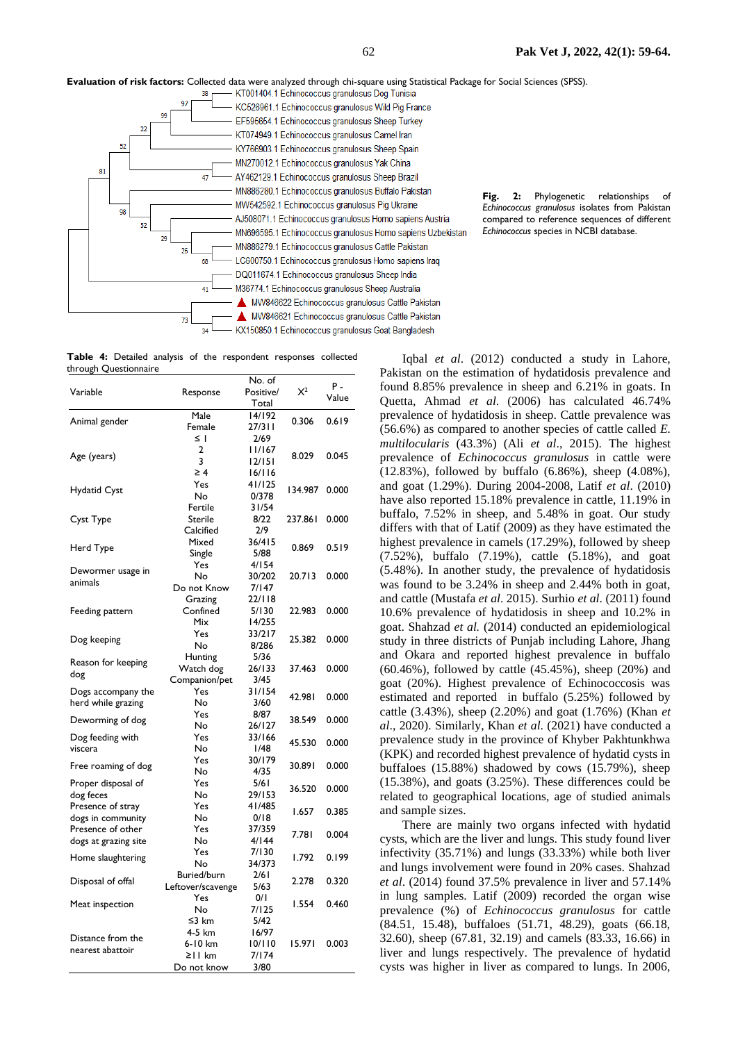**Evaluation of risk factors:** Collected data were analyzed through chi-square using Statistical Package for Social Sciences (SPSS).

**Fig. 2:** Phylogenetic relationships of *Echinococcus granulosus* isolates from Pakistan compared to reference sequences of different *Echinococcus* species in NCBI database.

**Table 4:** Detailed analysis of the respondent responses collected through Questionnaire

| Variable | Response | No. of Positive/ Total | $X^2$ | P - Value |
|---|---|---|---|---|
| Animal gender | Male | 14/192 | 0.306 | 0.619 |
| | Female | 27/311 | | |
| Age (years) | ≤ 1 | 2/69 | 8.029 | 0.045 |
| | 2 | 11/167 | | |
| | 3 | 12/151 | | |
| | ≥ 4 | 16/116 | | |
| Hydatid Cyst | Yes | 41/125 | 134.987 | 0.000 |
| | No | 0/378 | | |
| Cyst Type | Fertile | 31/54 | 237.861 | 0.000 |
| | Sterile | 8/22 | | |
| | Calcified | 2/9 | | |
| Herd Type | Mixed | 36/415 | 0.869 | 0.519 |
| | Single | 5/88 | | |
| Dewormer usage in animals | Yes | 4/154 | 20.713 | 0.000 |
| | No | 30/202 | | |
| | Do not Know | 7/147 | | |
| Feeding pattern | Grazing | 22/118 | 22.983 | 0.000 |
| | Confined | 5/130 | | |
| | Mix | 14/255 | | |
| Dog keeping | Yes | 33/217 | 25.382 | 0.000 |
| | No | 8/286 | | |
| Reason for keeping dog | Hunting | 5/36 | 37.463 | 0.000 |
| | Watch dog | 26/133 | | |
| | Companion/pet | 3/45 | | |
| Dogs accompany the herd while grazing | Yes | 31/154 | 42.981 | 0.000 |
| | No | 3/60 | | |
| Deworming of dog | Yes | 8/87 | 38.549 | 0.000 |
| | No | 26/127 | | |
| Dog feeding with viscera | Yes | 33/166 | 45.530 | 0.000 |
| | No | 1/48 | | |
| Free roaming of dog | Yes | 30/179 | 30.891 | 0.000 |
| | No | 4/35 | | |
| Proper disposal of dog feces | Yes | 5/61 | 36.520 | 0.000 |
| | No | 29/153 | | |
| Presence of stray dogs in community | Yes | 41/485 | 1.657 | 0.385 |
| | No | 0/18 | | |
| Presence of other dogs at grazing site | Yes | 37/359 | 7.781 | 0.004 |
| | No | 4/144 | | |
| Home slaughtering | Yes | 7/130 | 1.792 | 0.199 |
| | No | 34/373 | | |
| Disposal of offal | Buried/burn | 2/61 | 2.278 | 0.320 |
| | Leftover/scavenge | 5/63 | | |
| Meat inspection | Yes | 0/1 | 1.554 | 0.460 |
| | No | 7/125 | | |
| Distance from the nearest abattoir | ≤3 km | 5/42 | 15.971 | 0.003 |
| | 4-5 km | 16/97 | | |
| | 6-10 km | 10/110 | | |
| | ≥11 km | 7/174 | | |
| | Do not know | 3/80 | | |

Iqbal *et al*. (2012) conducted a study in Lahore, Pakistan on the estimation of hydatidosis prevalence and found 8.85% prevalence in sheep and 6.21% in goats. In Quetta, Ahmad *et al*. (2006) has calculated 46.74% prevalence of hydatidosis in sheep. Cattle prevalence was (56.6%) as compared to another species of cattle called *E. multilocularis* (43.3%) (Ali *et al*., 2015). The highest prevalence of *Echinococcus granulosus* in cattle were (12.83%), followed by buffalo (6.86%), sheep (4.08%), and goat (1.29%). During 2004-2008, Latif *et al*. (2010) have also reported 15.18% prevalence in cattle, 11.19% in buffalo, 7.52% in sheep, and 5.48% in goat. Our study differs with that of Latif (2009) as they have estimated the highest prevalence in camels (17.29%), followed by sheep (7.52%), buffalo (7.19%), cattle (5.18%), and goat (5.48%). In another study, the prevalence of hydatidosis was found to be 3.24% in sheep and 2.44% both in goat, and cattle (Mustafa *et al*. 2015). Surhio *et al*. (2011) found 10.6% prevalence of hydatidosis in sheep and 10.2% in goat. Shahzad *et al.* (2014) conducted an epidemiological study in three districts of Punjab including Lahore, Jhang and Okara and reported highest prevalence in buffalo (60.46%), followed by cattle (45.45%), sheep (20%) and goat (20%). Highest prevalence of Echinococcosis was estimated and reported in buffalo (5.25%) followed by cattle (3.43%), sheep (2.20%) and goat (1.76%) (Khan *et al*., 2020). Similarly, Khan *et al*. (2021) have conducted a prevalence study in the province of Khyber Pakhtunkhwa (KPK) and recorded highest prevalence of hydatid cysts in buffaloes (15.88%) shadowed by cows (15.79%), sheep (15.38%), and goats (3.25%). These differences could be related to geographical locations, age of studied animals and sample sizes.

There are mainly two organs infected with hydatid cysts, which are the liver and lungs. This study found liver infectivity (35.71%) and lungs (33.33%) while both liver and lungs involvement were found in 20% cases. Shahzad *et al*. (2014) found 37.5% prevalence in liver and 57.14% in lung samples. Latif (2009) recorded the organ wise prevalence (%) of *Echinococcus granulosus* for cattle (84.51, 15.48), buffaloes (51.71, 48.29), goats (66.18, 32.60), sheep (67.81, 32.19) and camels (83.33, 16.66) in liver and lungs respectively. The prevalence of hydatid cysts was higher in liver as compared to lungs. In 2006,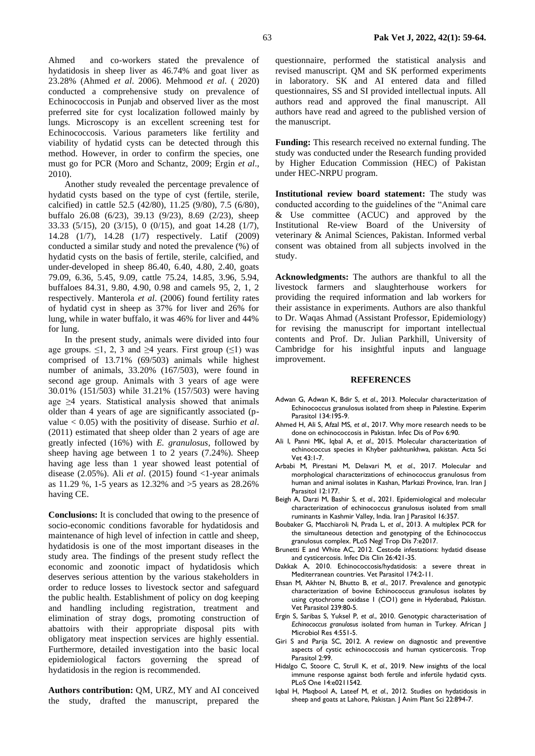Ahmed and co-workers stated the prevalence of hydatidosis in sheep liver as 46.74% and goat liver as 23.28% (Ahmed *et al*. 2006). Mehmood *et al.* ( 2020) conducted a comprehensive study on prevalence of Echinococcosis in Punjab and observed liver as the most preferred site for cyst localization followed mainly by lungs. Microscopy is an excellent screening test for Echinococcosis. Various parameters like fertility and viability of hydatid cysts can be detected through this method. However, in order to confirm the species, one must go for PCR (Moro and Schantz, 2009; Ergin *et al*., 2010).

Another study revealed the percentage prevalence of hydatid cysts based on the type of cyst (fertile, sterile, calcified) in cattle 52.5 (42/80), 11.25 (9/80), 7.5 (6/80), buffalo 26.08 (6/23), 39.13 (9/23), 8.69 (2/23), sheep 33.33 (5/15), 20 (3/15), 0 (0/15), and goat 14.28 (1/7), 14.28 (1/7), 14.28 (1/7) respectively. Latif (2009) conducted a similar study and noted the prevalence (%) of hydatid cysts on the basis of fertile, sterile, calcified, and under-developed in sheep 86.40, 6.40, 4.80, 2.40, goats 79.09, 6.36, 5.45, 9.09, cattle 75.24, 14.85, 3.96, 5.94, buffaloes 84.31, 9.80, 4.90, 0.98 and camels 95, 2, 1, 2 respectively. Manterola *et al*. (2006) found fertility rates of hydatid cyst in sheep as 37% for liver and 26% for lung, while in water buffalo, it was 46% for liver and 44% for lung.

In the present study, animals were divided into four age groups. $\leq$1, 2, 3 and $\geq$4 years. First group ($\leq$1) was comprised of 13.71% (69/503) animals while highest number of animals, 33.20% (167/503), were found in second age group. Animals with 3 years of age were 30.01% (151/503) while 31.21% (157/503) were having age $\geq$4 years. Statistical analysis showed that animals older than 4 years of age are significantly associated (p-value $< 0.05$) with the positivity of disease. Surhio *et al*. (2011) estimated that sheep older than 2 years of age are greatly infected (16%) with *E. granulosus*, followed by sheep having age between 1 to 2 years (7.24%). Sheep having age less than 1 year showed least potential of disease (2.05%). Ali *et al*. (2015) found <1-year animals as 11.29 %, 1-5 years as 12.32% and >5 years as 28.26% having CE.

**Conclusions:** It is concluded that owing to the presence of socio-economic conditions favorable for hydatidosis and maintenance of high level of infection in cattle and sheep, hydatidosis is one of the most important diseases in the study area. The findings of the present study reflect the economic and zoonotic impact of hydatidosis which deserves serious attention by the various stakeholders in order to reduce losses to livestock sector and safeguard the public health. Establishment of policy on dog keeping and handling including registration, treatment and elimination of stray dogs, promoting construction of abattoirs with their appropriate disposal pits with obligatory meat inspection services are highly essential. Furthermore, detailed investigation into the basic local epidemiological factors governing the spread of hydatidosis in the region is recommended.

**Authors contribution:** QM, URZ, MY and AI conceived the study, drafted the manuscript, prepared the questionnaire, performed the statistical analysis and revised manuscript. QM and SK performed experiments in laboratory. SK and AI entered data and filled questionnaires, SS and SI provided intellectual inputs. All authors read and approved the final manuscript. All authors have read and agreed to the published version of the manuscript.

**Funding:** This research received no external funding. The study was conducted under the Research funding provided by Higher Education Commission (HEC) of Pakistan under HEC-NRPU program.

**Institutional review board statement:** The study was conducted according to the guidelines of the "Animal care & Use committee (ACUC) and approved by the Institutional Re-view Board of the University of veterinary & Animal Sciences, Pakistan. Informed verbal consent was obtained from all subjects involved in the study.

**Acknowledgments:** The authors are thankful to all the livestock farmers and slaughterhouse workers for providing the required information and lab workers for their assistance in experiments. Authors are also thankful to Dr. Waqas Ahmad (Assistant Professor, Epidemiology) for revising the manuscript for important intellectual contents and Prof. Dr. Julian Parkhill, University of Cambridge for his insightful inputs and language improvement.

## REFERENCES

Adwan G, Adwan K, Bdir S, *et al*., 2013. Molecular characterization of Echinococcus granulosus isolated from sheep in Palestine. Experim Parasitol 134:195-9.

Ahmed H, Ali S, Afzal MS, *et al*., 2017. Why more research needs to be done on echinococcosis in Pakistan. Infec Dis of Pov 6:90.

Ali I, Panni MK, Iqbal A, *et al*., 2015. Molecular characterization of echinococcus species in Khyber pakhtunkhwa, pakistan. Acta Sci Vet 43:1-7.

Arbabi M, Pirestani M, Delavari M, *et al*., 2017. Molecular and morphological characterizations of echinococcus granulosus from human and animal isolates in Kashan, Markazi Province, Iran. Iran J Parasitol 12:177.

Beigh A, Darzi M, Bashir S, *et al*., 2021. Epidemiological and molecular characterization of echinococcus granulosus isolated from small ruminants in Kashmir Valley, India. Iran J Parasitol 16:357.

Boubaker G, Macchiaroli N, Prada L, *et al*., 2013. A multiplex PCR for the simultaneous detection and genotyping of the Echinococcus granulosus complex. PLoS Negl Trop Dis 7:e2017.

Brunetti E and White AC, 2012. Cestode infestations: hydatid disease and cysticercosis. Infec Dis Clin 26:421-35.

Dakkak A, 2010. Echinococcosis/hydatidosis: a severe threat in Mediterranean countries. Vet Parasitol 174:2-11.

Ehsan M, Akhter N, Bhutto B, *et al*., 2017. Prevalence and genotypic characterization of bovine Echinococcus granulosus isolates by using cytochrome oxidase 1 (CO1) gene in Hyderabad, Pakistan. Vet Parasitol 239:80-5.

Ergin S, Saribas S, Yuksel P, *et al*., 2010. Genotypic characterisation of *Echinococcus granulosus* isolated from human in Turkey. African J Microbiol Res 4:551-5.

Giri S and Parija SC, 2012. A review on diagnostic and preventive aspects of cystic echinococcosis and human cysticercosis. Trop Parasitol 2:99.

Hidalgo C, Stoore C, Strull K, *et al*., 2019. New insights of the local immune response against both fertile and infertile hydatid cysts. PLoS One 14:e0211542.

Iqbal H, Maqbool A, Lateef M, *et al*., 2012. Studies on hydatidosis in sheep and goats at Lahore, Pakistan. J Anim Plant Sci 22:894-7.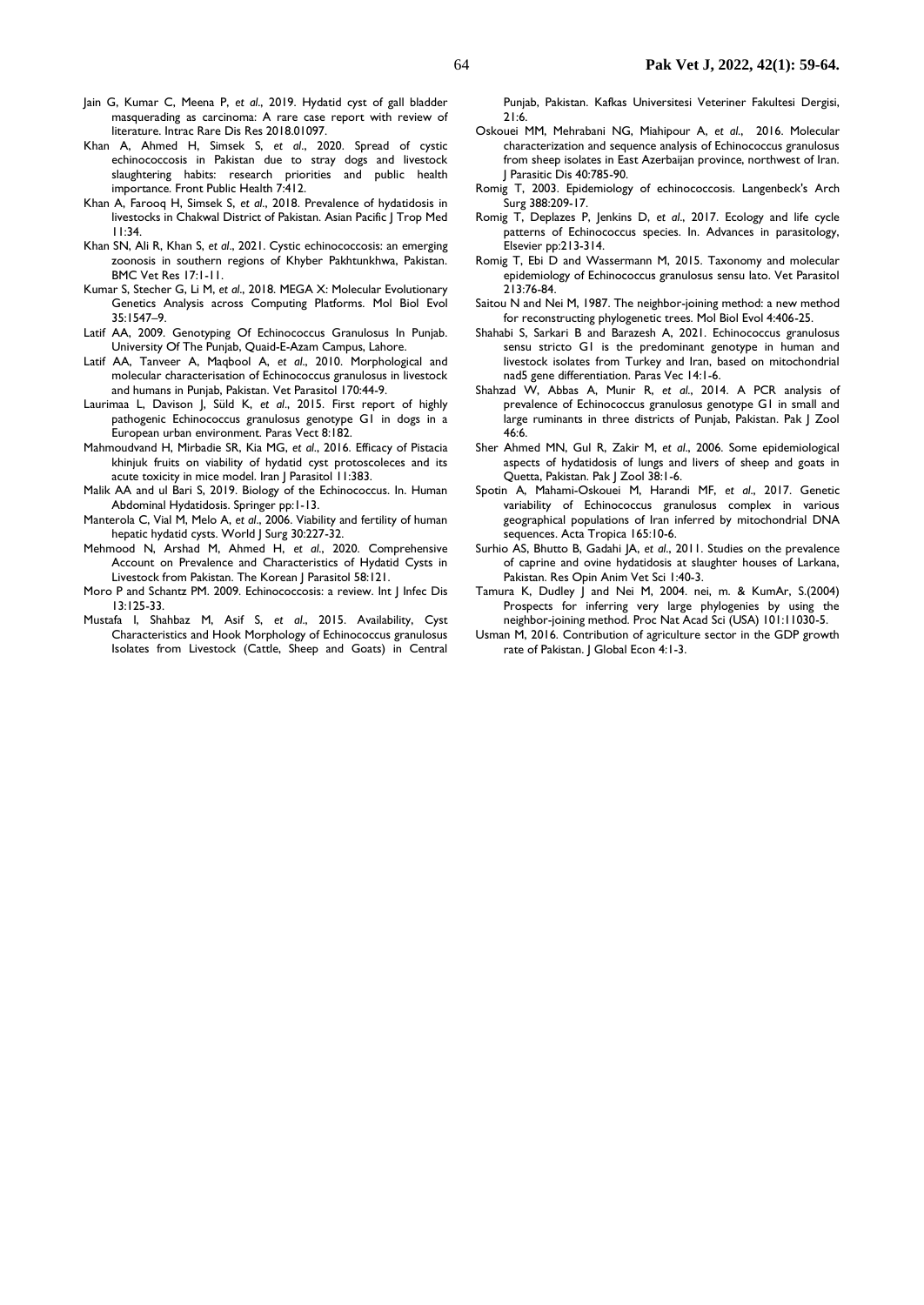Jain G, Kumar C, Meena P, *et al*., 2019. Hydatid cyst of gall bladder masquerading as carcinoma: A rare case report with review of literature. Intrac Rare Dis Res 2018.01097.

Khan A, Ahmed H, Simsek S, *et al*., 2020. Spread of cystic echinococcosis in Pakistan due to stray dogs and livestock slaughtering habits: research priorities and public health importance. Front Public Health 7:412.

Khan A, Farooq H, Simsek S, *et al*., 2018. Prevalence of hydatidosis in livestocks in Chakwal District of Pakistan. Asian Pacific J Trop Med 11:34.

Khan SN, Ali R, Khan S, *et al*., 2021. Cystic echinococcosis: an emerging zoonosis in southern regions of Khyber Pakhtunkhwa, Pakistan. BMC Vet Res 17:1-11.

Kumar S, Stecher G, Li M, *et al*., 2018. MEGA X: Molecular Evolutionary Genetics Analysis across Computing Platforms. Mol Biol Evol 35:1547–9.

Latif AA, 2009. Genotyping Of Echinococcus Granulosus In Punjab. University Of The Punjab, Quaid-E-Azam Campus, Lahore.

Latif AA, Tanveer A, Maqbool A, *et al*., 2010. Morphological and molecular characterisation of Echinococcus granulosus in livestock and humans in Punjab, Pakistan. Vet Parasitol 170:44-9.

Laurimaa L, Davison J, Süld K, *et al*., 2015. First report of highly pathogenic Echinococcus granulosus genotype G1 in dogs in a European urban environment. Paras Vect 8:182.

Mahmoudvand H, Mirbadie SR, Kia MG, *et al*., 2016. Efficacy of Pistacia khinjuk fruits on viability of hydatid cyst protoscoleces and its acute toxicity in mice model. Iran J Parasitol 11:383.

Malik AA and ul Bari S, 2019. Biology of the Echinococcus. In. Human Abdominal Hydatidosis. Springer pp:1-13.

Manterola C, Vial M, Melo A, *et al*., 2006. Viability and fertility of human hepatic hydatid cysts. World J Surg 30:227-32.

Mehmood N, Arshad M, Ahmed H, *et al*., 2020. Comprehensive Account on Prevalence and Characteristics of Hydatid Cysts in Livestock from Pakistan. The Korean J Parasitol 58:121.

Moro P and Schantz PM. 2009. Echinococcosis: a review. Int J Infec Dis 13:125-33.

Mustafa I, Shahbaz M, Asif S, *et al*., 2015. Availability, Cyst Characteristics and Hook Morphology of Echinococcus granulosus Isolates from Livestock (Cattle, Sheep and Goats) in Central Punjab, Pakistan. Kafkas Universitesi Veteriner Fakultesi Dergisi, 21:6.

Oskouei MM, Mehrabani NG, Miahipour A, *et al*., 2016. Molecular characterization and sequence analysis of Echinococcus granulosus from sheep isolates in East Azerbaijan province, northwest of Iran. J Parasitic Dis 40:785-90.

Romig T, 2003. Epidemiology of echinococcosis. Langenbeck's Arch Surg 388:209-17.

Romig T, Deplazes P, Jenkins D, *et al*., 2017. Ecology and life cycle patterns of Echinococcus species. In. Advances in parasitology, Elsevier pp:213-314.

Romig T, Ebi D and Wassermann M, 2015. Taxonomy and molecular epidemiology of Echinococcus granulosus sensu lato. Vet Parasitol 213:76-84.

Saitou N and Nei M, 1987. The neighbor-joining method: a new method for reconstructing phylogenetic trees. Mol Biol Evol 4:406-25.

Shahabi S, Sarkari B and Barazesh A, 2021. Echinococcus granulosus sensu stricto G1 is the predominant genotype in human and livestock isolates from Turkey and Iran, based on mitochondrial nad5 gene differentiation. Paras Vec 14:1-6.

Shahzad W, Abbas A, Munir R, *et al*., 2014. A PCR analysis of prevalence of Echinococcus granulosus genotype G1 in small and large ruminants in three districts of Punjab, Pakistan. Pak J Zool 46:6.

Sher Ahmed MN, Gul R, Zakir M, *et al*., 2006. Some epidemiological aspects of hydatidosis of lungs and livers of sheep and goats in Quetta, Pakistan. Pak J Zool 38:1-6.

Spotin A, Mahami-Oskouei M, Harandi MF, *et al*., 2017. Genetic variability of Echinococcus granulosus complex in various geographical populations of Iran inferred by mitochondrial DNA sequences. Acta Tropica 165:10-6.

Surhio AS, Bhutto B, Gadahi JA, *et al*., 2011. Studies on the prevalence of caprine and ovine hydatidosis at slaughter houses of Larkana, Pakistan. Res Opin Anim Vet Sci 1:40-3.

Tamura K, Dudley J and Nei M, 2004. nei, m. & KumAr, S.(2004) Prospects for inferring very large phylogenies by using the neighbor-joining method. Proc Nat Acad Sci (USA) 101:11030-5.

Usman M, 2016. Contribution of agriculture sector in the GDP growth rate of Pakistan. J Global Econ 4:1-3.